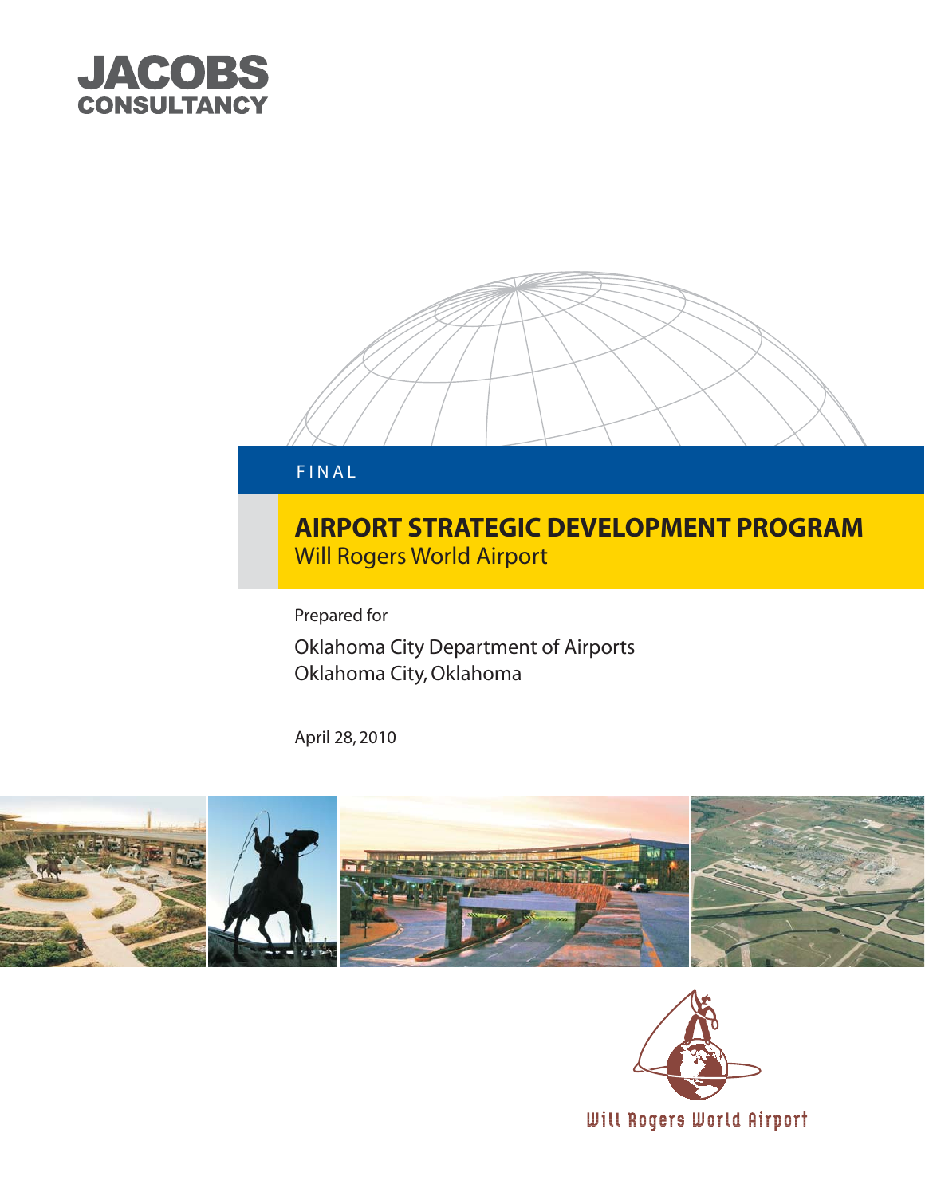JACOBS
CONSULTANCY

FINAL

# AIRPORT STRATEGIC DEVELOPMENT PROGRAM

Will Rogers World Airport

Prepared for

Oklahoma City Department of Airports
Oklahoma City, Oklahoma

April 28, 2010

Will Rogers World Airport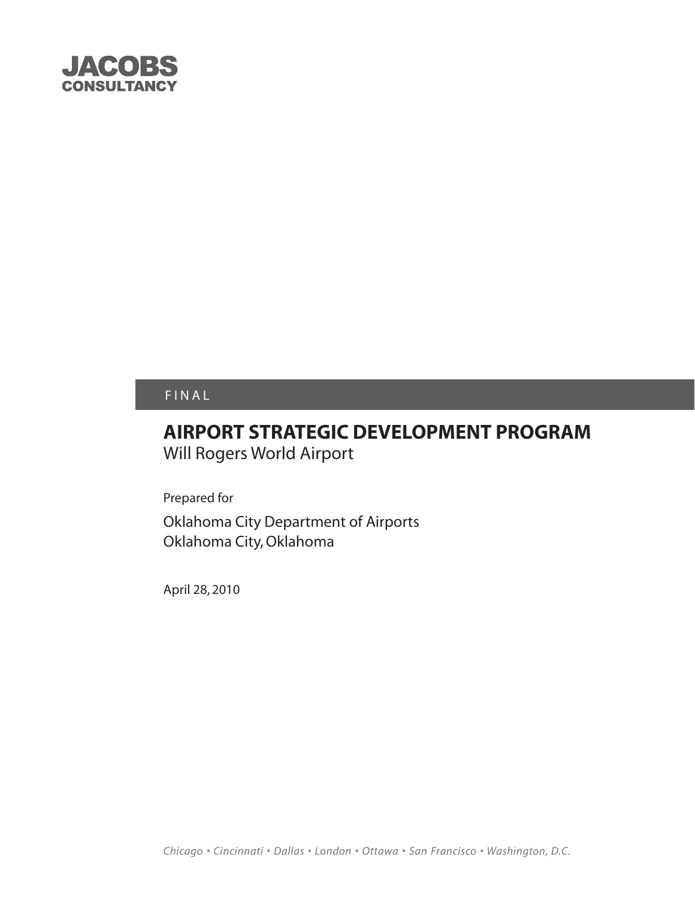**JACOBS**
**CONSULTANCY**

FINAL

# AIRPORT STRATEGIC DEVELOPMENT PROGRAM

Will Rogers World Airport

Prepared for

Oklahoma City Department of Airports
Oklahoma City, Oklahoma

April 28, 2010

*Chicago • Cincinnati • Dallas • London • Ottawa • San Francisco • Washington, D.C.*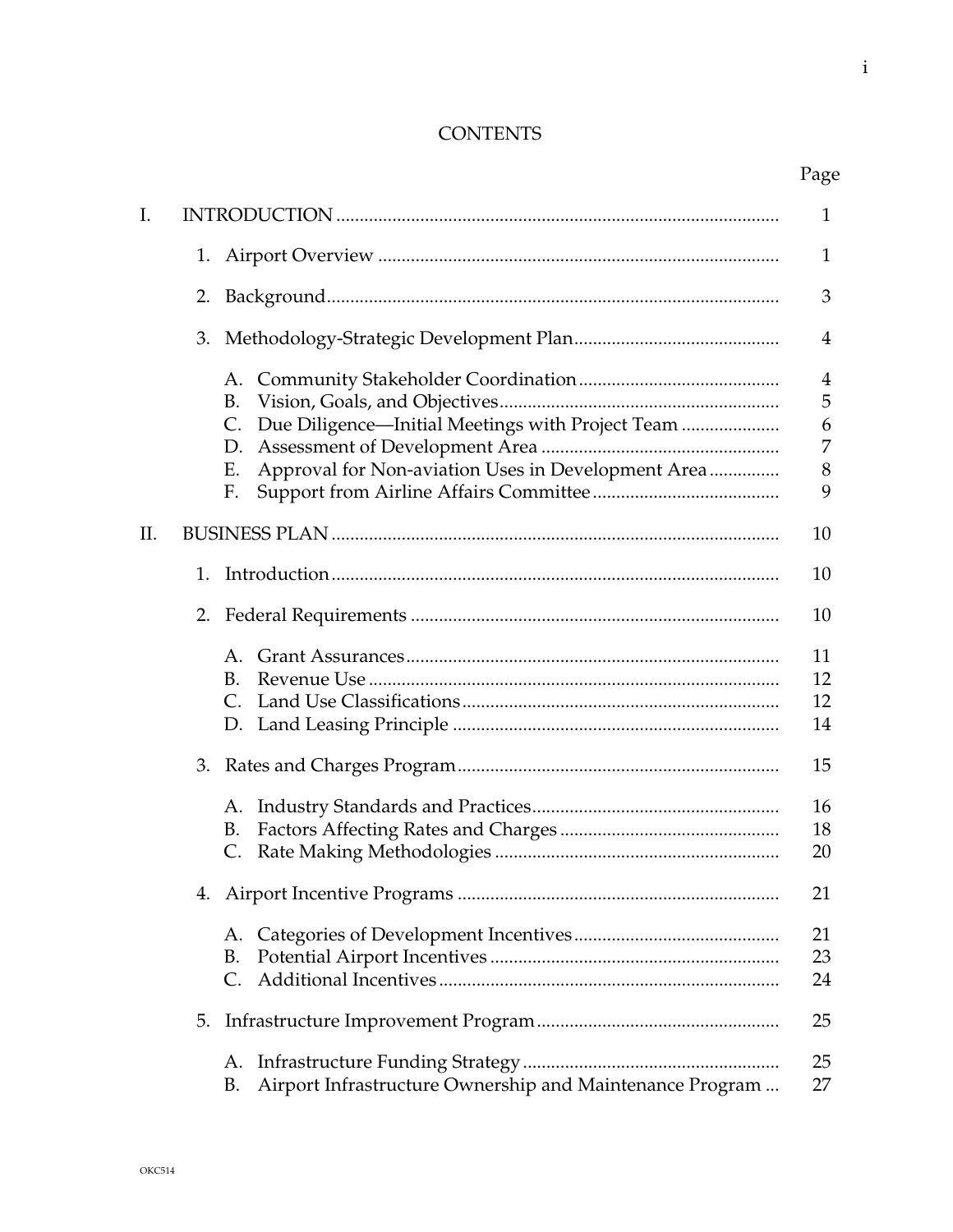# CONTENTS

| | | Page |
|---|---|---|
| I. | INTRODUCTION | 1 |
| | 1. Airport Overview | 1 |
| | 2. Background | 3 |
| | 3. Methodology-Strategic Development Plan | 4 |
| | A. Community Stakeholder Coordination | 4 |
| | B. Vision, Goals, and Objectives | 5 |
| | C. Due Diligence—Initial Meetings with Project Team | 6 |
| | D. Assessment of Development Area | 7 |
| | E. Approval for Non-aviation Uses in Development Area | 8 |
| | F. Support from Airline Affairs Committee | 9 |
| II. | BUSINESS PLAN | 10 |
| | 1. Introduction | 10 |
| | 2. Federal Requirements | 10 |
| | A. Grant Assurances | 11 |
| | B. Revenue Use | 12 |
| | C. Land Use Classifications | 12 |
| | D. Land Leasing Principle | 14 |
| | 3. Rates and Charges Program | 15 |
| | A. Industry Standards and Practices | 16 |
| | B. Factors Affecting Rates and Charges | 18 |
| | C. Rate Making Methodologies | 20 |
| | 4. Airport Incentive Programs | 21 |
| | A. Categories of Development Incentives | 21 |
| | B. Potential Airport Incentives | 23 |
| | C. Additional Incentives | 24 |
| | 5. Infrastructure Improvement Program | 25 |
| | A. Infrastructure Funding Strategy | 25 |
| | B. Airport Infrastructure Ownership and Maintenance Program | 27 |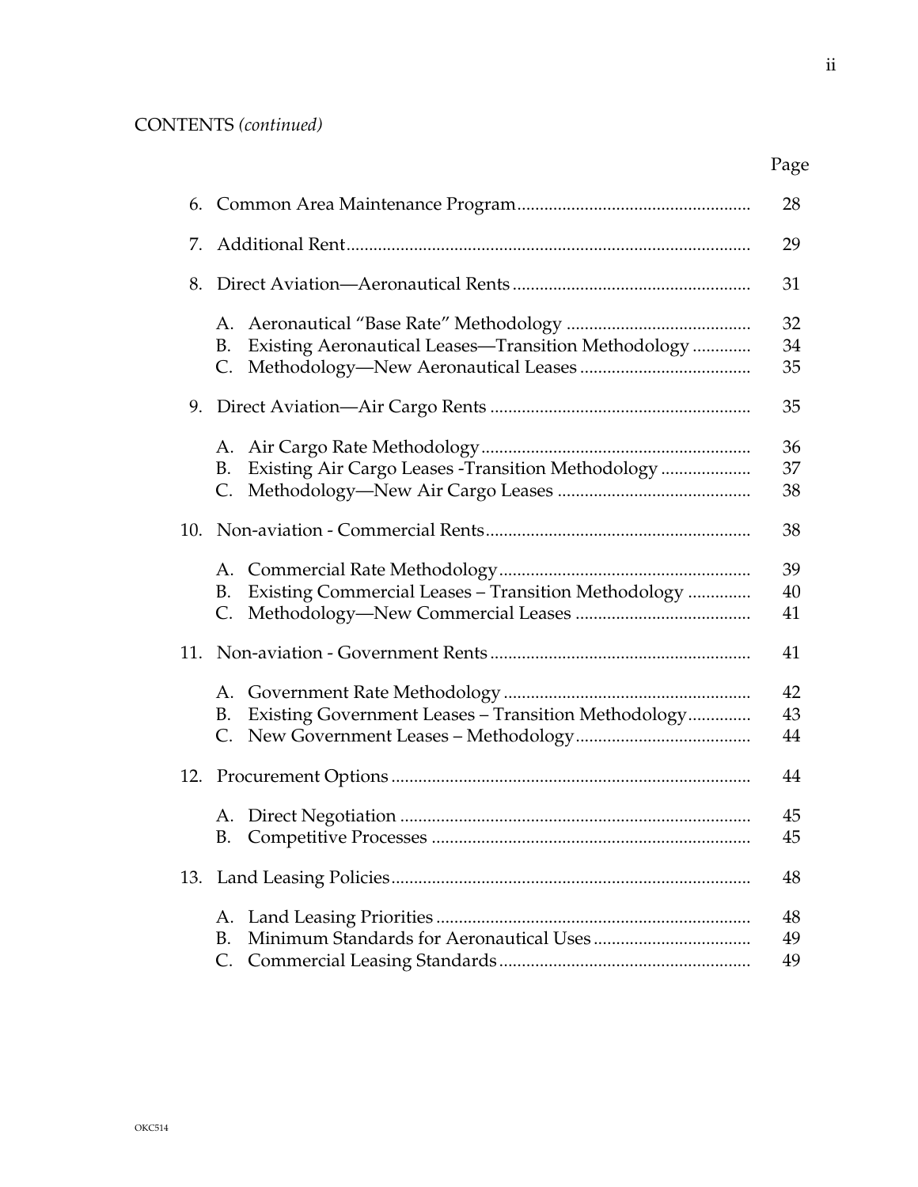CONTENTS *(continued)*

| | | Page |
|---|---|---|
| 6. | Common Area Maintenance Program | 28 |
| 7. | Additional Rent | 29 |
| 8. | Direct Aviation—Aeronautical Rents | 31 |
| | A. Aeronautical "Base Rate" Methodology | 32 |
| | B. Existing Aeronautical Leases—Transition Methodology | 34 |
| | C. Methodology—New Aeronautical Leases | 35 |
| 9. | Direct Aviation—Air Cargo Rents | 35 |
| | A. Air Cargo Rate Methodology | 36 |
| | B. Existing Air Cargo Leases -Transition Methodology | 37 |
| | C. Methodology—New Air Cargo Leases | 38 |
| 10. | Non-aviation - Commercial Rents | 38 |
| | A. Commercial Rate Methodology | 39 |
| | B. Existing Commercial Leases – Transition Methodology | 40 |
| | C. Methodology—New Commercial Leases | 41 |
| 11. | Non-aviation - Government Rents | 41 |
| | A. Government Rate Methodology | 42 |
| | B. Existing Government Leases – Transition Methodology | 43 |
| | C. New Government Leases – Methodology | 44 |
| 12. | Procurement Options | 44 |
| | A. Direct Negotiation | 45 |
| | B. Competitive Processes | 45 |
| 13. | Land Leasing Policies | 48 |
| | A. Land Leasing Priorities | 48 |
| | B. Minimum Standards for Aeronautical Uses | 49 |
| | C. Commercial Leasing Standards | 49 |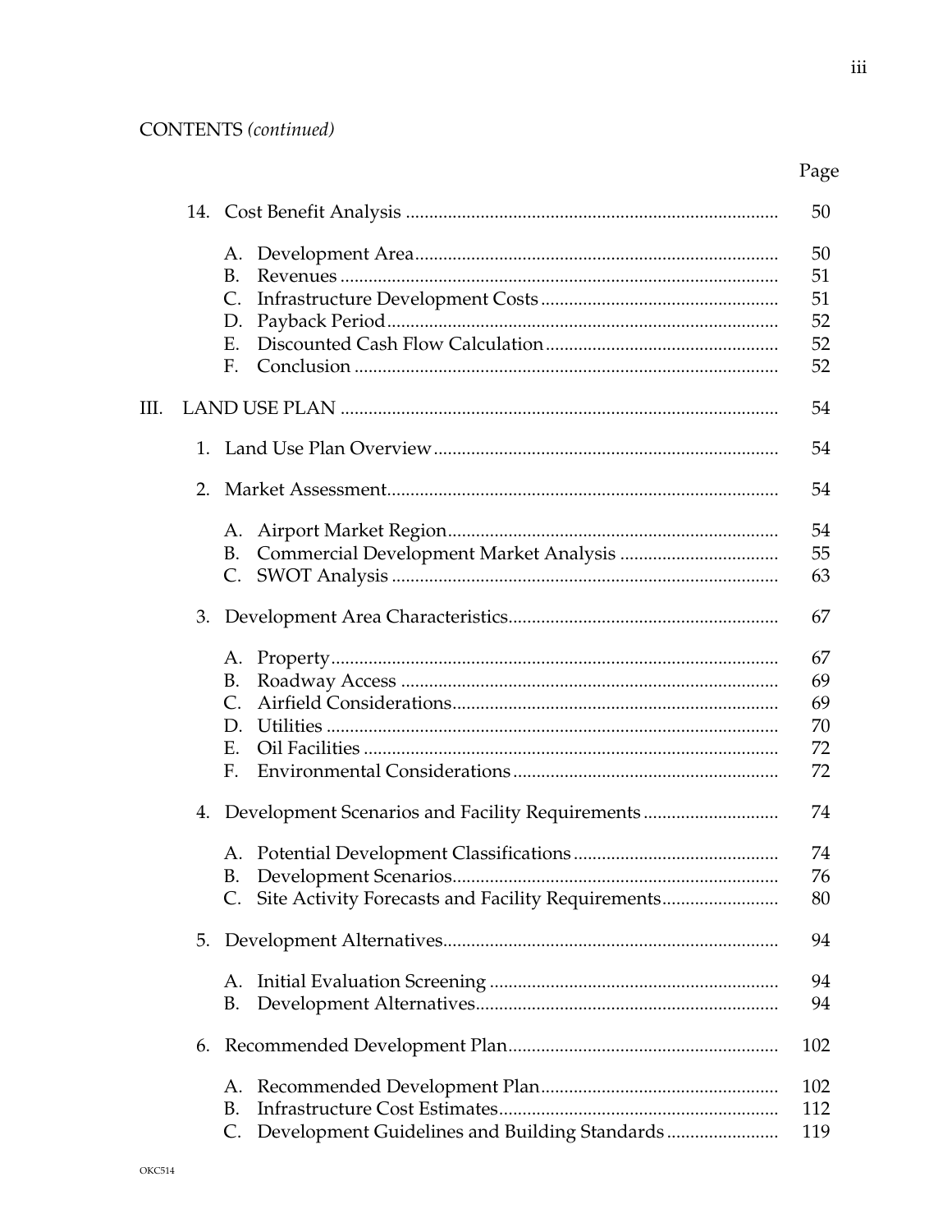CONTENTS *(continued)*

| | Page |
|---|---|
| 14. Cost Benefit Analysis | 50 |
| A. Development Area | 50 |
| B. Revenues | 51 |
| C. Infrastructure Development Costs | 51 |
| D. Payback Period | 52 |
| E. Discounted Cash Flow Calculation | 52 |
| F. Conclusion | 52 |
| III. LAND USE PLAN | 54 |
| 1. Land Use Plan Overview | 54 |
| 2. Market Assessment | 54 |
| A. Airport Market Region | 54 |
| B. Commercial Development Market Analysis | 55 |
| C. SWOT Analysis | 63 |
| 3. Development Area Characteristics | 67 |
| A. Property | 67 |
| B. Roadway Access | 69 |
| C. Airfield Considerations | 69 |
| D. Utilities | 70 |
| E. Oil Facilities | 72 |
| F. Environmental Considerations | 72 |
| 4. Development Scenarios and Facility Requirements | 74 |
| A. Potential Development Classifications | 74 |
| B. Development Scenarios | 76 |
| C. Site Activity Forecasts and Facility Requirements | 80 |
| 5. Development Alternatives | 94 |
| A. Initial Evaluation Screening | 94 |
| B. Development Alternatives | 94 |
| 6. Recommended Development Plan | 102 |
| A. Recommended Development Plan | 102 |
| B. Infrastructure Cost Estimates | 112 |
| C. Development Guidelines and Building Standards | 119 |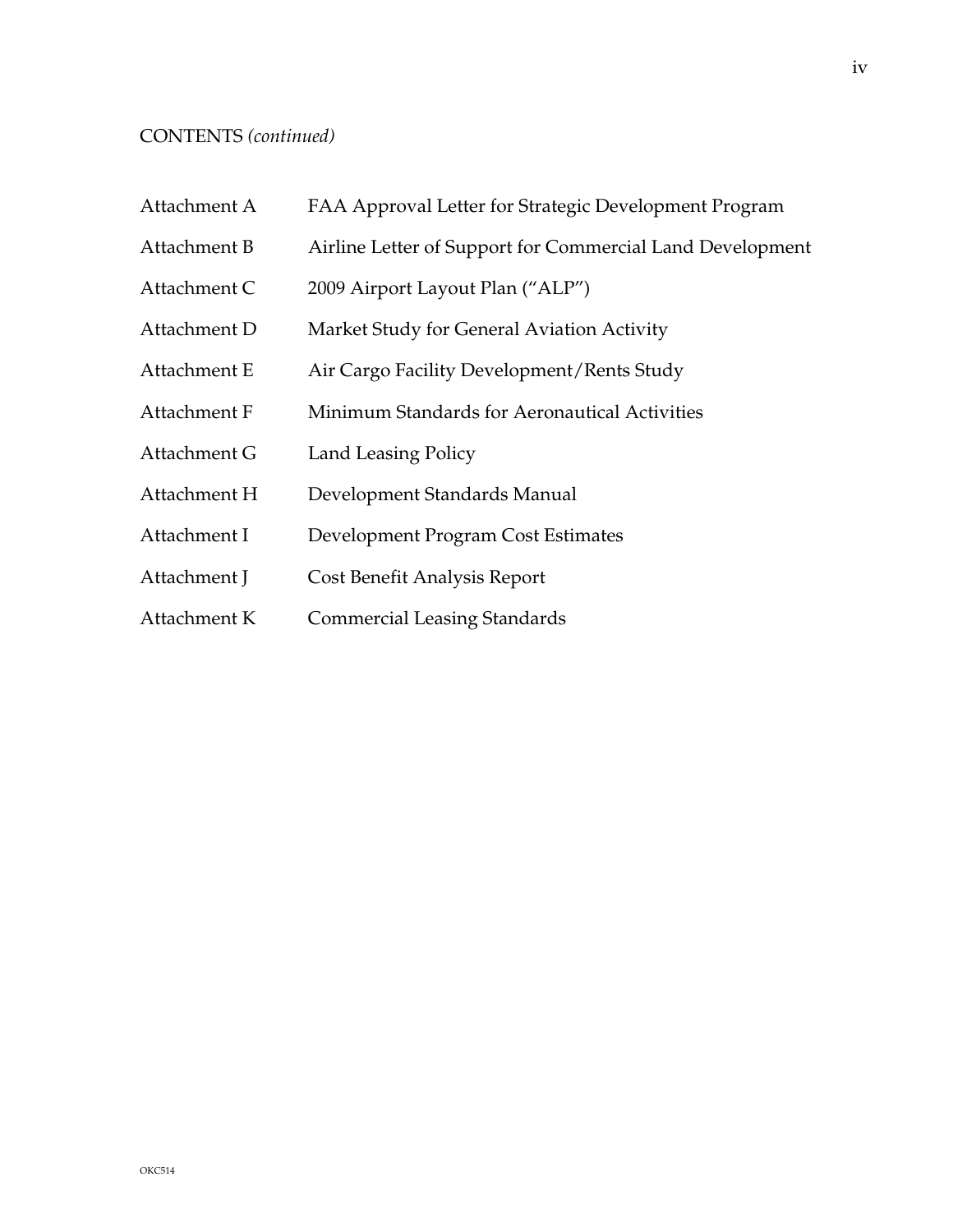CONTENTS *(continued)*

| | |
|---|---|
| Attachment A | FAA Approval Letter for Strategic Development Program |
| Attachment B | Airline Letter of Support for Commercial Land Development |
| Attachment C | 2009 Airport Layout Plan ("ALP") |
| Attachment D | Market Study for General Aviation Activity |
| Attachment E | Air Cargo Facility Development/Rents Study |
| Attachment F | Minimum Standards for Aeronautical Activities |
| Attachment G | Land Leasing Policy |
| Attachment H | Development Standards Manual |
| Attachment I | Development Program Cost Estimates |
| Attachment J | Cost Benefit Analysis Report |
| Attachment K | Commercial Leasing Standards |

OKC514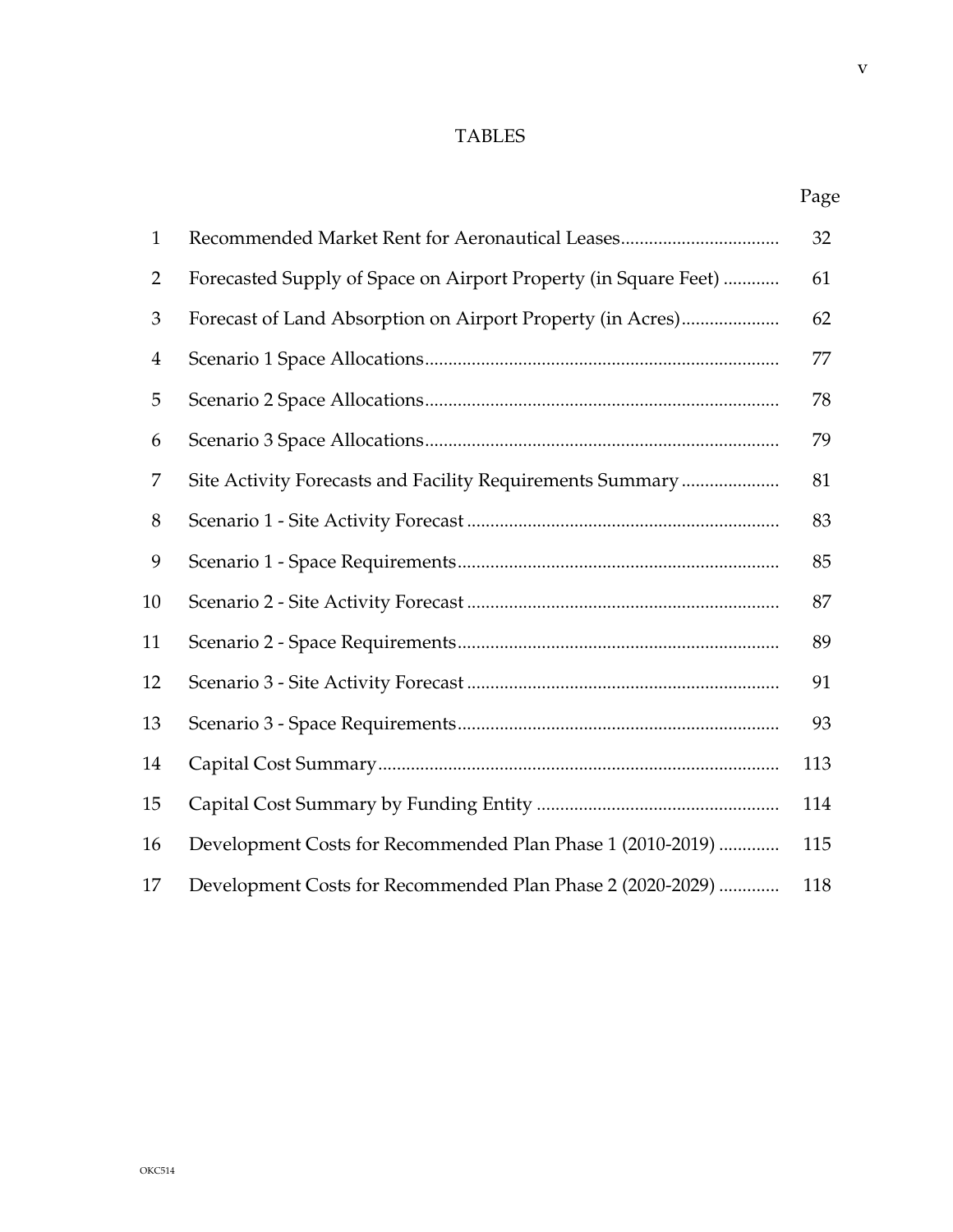# TABLES

| | | Page |
|---|---|---|
| 1 | Recommended Market Rent for Aeronautical Leases | 32 |
| 2 | Forecasted Supply of Space on Airport Property (in Square Feet) | 61 |
| 3 | Forecast of Land Absorption on Airport Property (in Acres) | 62 |
| 4 | Scenario 1 Space Allocations | 77 |
| 5 | Scenario 2 Space Allocations | 78 |
| 6 | Scenario 3 Space Allocations | 79 |
| 7 | Site Activity Forecasts and Facility Requirements Summary | 81 |
| 8 | Scenario 1 - Site Activity Forecast | 83 |
| 9 | Scenario 1 - Space Requirements | 85 |
| 10 | Scenario 2 - Site Activity Forecast | 87 |
| 11 | Scenario 2 - Space Requirements | 89 |
| 12 | Scenario 3 - Site Activity Forecast | 91 |
| 13 | Scenario 3 - Space Requirements | 93 |
| 14 | Capital Cost Summary | 113 |
| 15 | Capital Cost Summary by Funding Entity | 114 |
| 16 | Development Costs for Recommended Plan Phase 1 (2010-2019) | 115 |
| 17 | Development Costs for Recommended Plan Phase 2 (2020-2029) | 118 |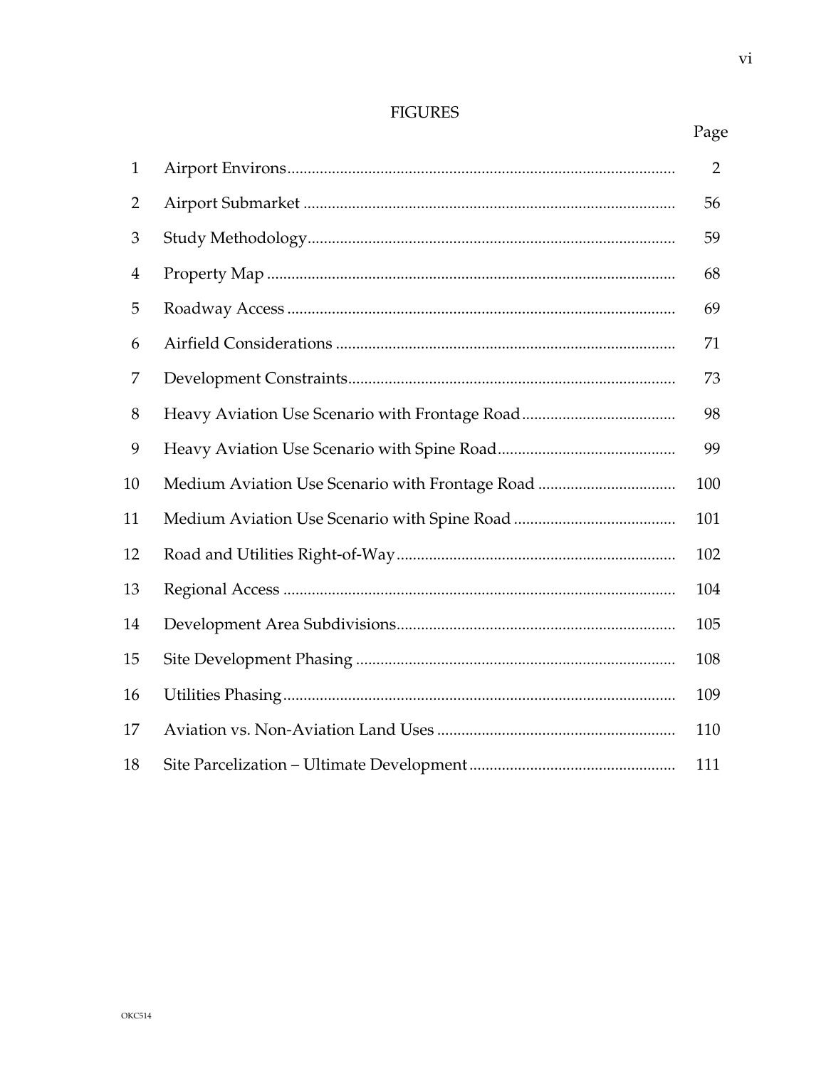# FIGURES

| | | Page |
|---|---|---|
| 1 | Airport Environs | 2 |
| 2 | Airport Submarket | 56 |
| 3 | Study Methodology | 59 |
| 4 | Property Map | 68 |
| 5 | Roadway Access | 69 |
| 6 | Airfield Considerations | 71 |
| 7 | Development Constraints | 73 |
| 8 | Heavy Aviation Use Scenario with Frontage Road | 98 |
| 9 | Heavy Aviation Use Scenario with Spine Road | 99 |
| 10 | Medium Aviation Use Scenario with Frontage Road | 100 |
| 11 | Medium Aviation Use Scenario with Spine Road | 101 |
| 12 | Road and Utilities Right-of-Way | 102 |
| 13 | Regional Access | 104 |
| 14 | Development Area Subdivisions | 105 |
| 15 | Site Development Phasing | 108 |
| 16 | Utilities Phasing | 109 |
| 17 | Aviation vs. Non-Aviation Land Uses | 110 |
| 18 | Site Parcelization – Ultimate Development | 111 |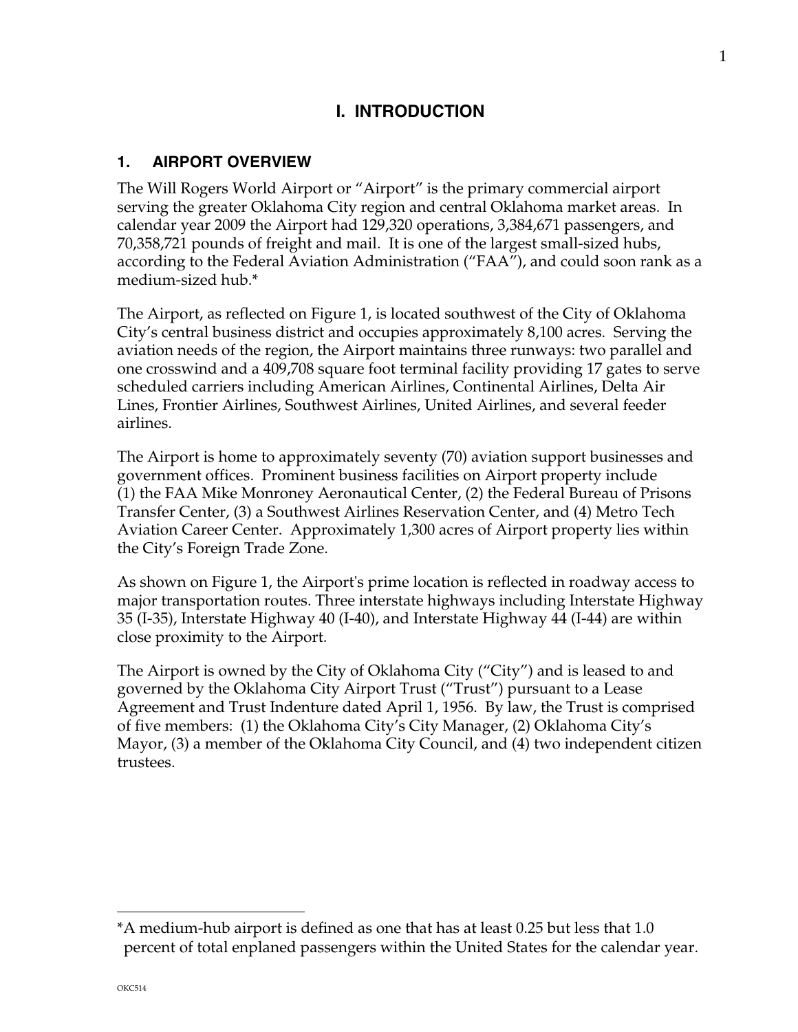# I. INTRODUCTION

## 1. AIRPORT OVERVIEW

The Will Rogers World Airport or "Airport" is the primary commercial airport serving the greater Oklahoma City region and central Oklahoma market areas. In calendar year 2009 the Airport had 129,320 operations, 3,384,671 passengers, and 70,358,721 pounds of freight and mail. It is one of the largest small-sized hubs, according to the Federal Aviation Administration ("FAA"), and could soon rank as a medium-sized hub.*

The Airport, as reflected on Figure 1, is located southwest of the City of Oklahoma City's central business district and occupies approximately 8,100 acres. Serving the aviation needs of the region, the Airport maintains three runways: two parallel and one crosswind and a 409,708 square foot terminal facility providing 17 gates to serve scheduled carriers including American Airlines, Continental Airlines, Delta Air Lines, Frontier Airlines, Southwest Airlines, United Airlines, and several feeder airlines.

The Airport is home to approximately seventy (70) aviation support businesses and government offices. Prominent business facilities on Airport property include (1) the FAA Mike Monroney Aeronautical Center, (2) the Federal Bureau of Prisons Transfer Center, (3) a Southwest Airlines Reservation Center, and (4) Metro Tech Aviation Career Center. Approximately 1,300 acres of Airport property lies within the City's Foreign Trade Zone.

As shown on Figure 1, the Airport's prime location is reflected in roadway access to major transportation routes. Three interstate highways including Interstate Highway 35 (I-35), Interstate Highway 40 (I-40), and Interstate Highway 44 (I-44) are within close proximity to the Airport.

The Airport is owned by the City of Oklahoma City ("City") and is leased to and governed by the Oklahoma City Airport Trust ("Trust") pursuant to a Lease Agreement and Trust Indenture dated April 1, 1956. By law, the Trust is comprised of five members: (1) the Oklahoma City's City Manager, (2) Oklahoma City's Mayor, (3) a member of the Oklahoma City Council, and (4) two independent citizen trustees.

---

*A medium-hub airport is defined as one that has at least 0.25 but less that 1.0 percent of total enplaned passengers within the United States for the calendar year.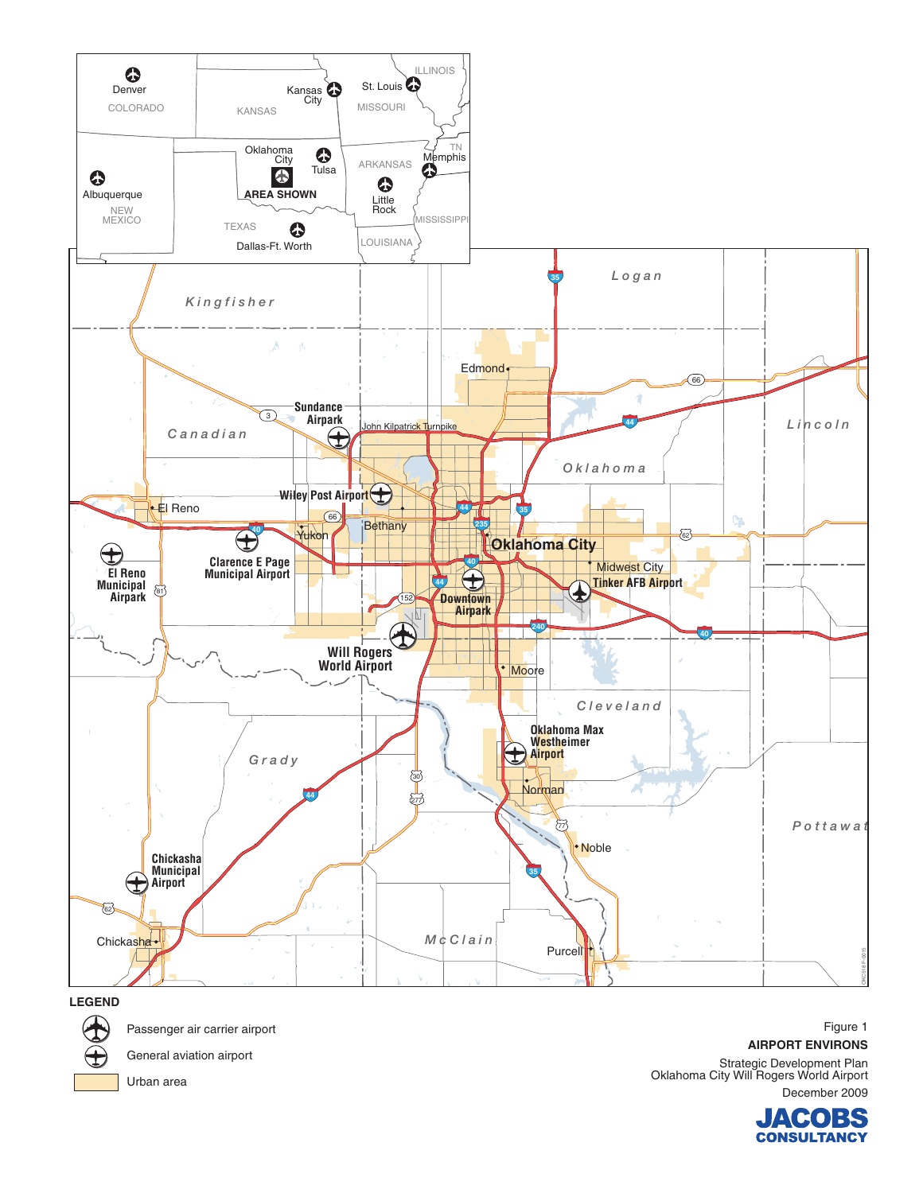LEGEND

- Passenger air carrier airport
- General aviation airport
- Urban area

Figure 1

**AIRPORT ENVIRONS**

Strategic Development Plan
Oklahoma City Will Rogers World Airport

December 2009

**JACOBS CONSULTANCY**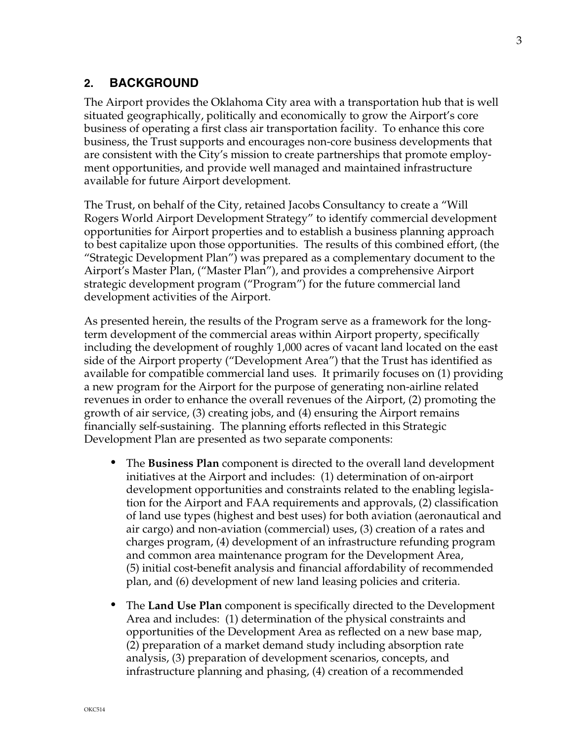## 2. BACKGROUND

The Airport provides the Oklahoma City area with a transportation hub that is well situated geographically, politically and economically to grow the Airport's core business of operating a first class air transportation facility. To enhance this core business, the Trust supports and encourages non-core business developments that are consistent with the City's mission to create partnerships that promote employment opportunities, and provide well managed and maintained infrastructure available for future Airport development.

The Trust, on behalf of the City, retained Jacobs Consultancy to create a "Will Rogers World Airport Development Strategy" to identify commercial development opportunities for Airport properties and to establish a business planning approach to best capitalize upon those opportunities. The results of this combined effort, (the "Strategic Development Plan") was prepared as a complementary document to the Airport's Master Plan, ("Master Plan"), and provides a comprehensive Airport strategic development program ("Program") for the future commercial land development activities of the Airport.

As presented herein, the results of the Program serve as a framework for the long-term development of the commercial areas within Airport property, specifically including the development of roughly 1,000 acres of vacant land located on the east side of the Airport property ("Development Area") that the Trust has identified as available for compatible commercial land uses. It primarily focuses on (1) providing a new program for the Airport for the purpose of generating non-airline related revenues in order to enhance the overall revenues of the Airport, (2) promoting the growth of air service, (3) creating jobs, and (4) ensuring the Airport remains financially self-sustaining. The planning efforts reflected in this Strategic Development Plan are presented as two separate components:

- The **Business Plan** component is directed to the overall land development initiatives at the Airport and includes: (1) determination of on-airport development opportunities and constraints related to the enabling legislation for the Airport and FAA requirements and approvals, (2) classification of land use types (highest and best uses) for both aviation (aeronautical and air cargo) and non-aviation (commercial) uses, (3) creation of a rates and charges program, (4) development of an infrastructure refunding program and common area maintenance program for the Development Area, (5) initial cost-benefit analysis and financial affordability of recommended plan, and (6) development of new land leasing policies and criteria.

- The **Land Use Plan** component is specifically directed to the Development Area and includes: (1) determination of the physical constraints and opportunities of the Development Area as reflected on a new base map, (2) preparation of a market demand study including absorption rate analysis, (3) preparation of development scenarios, concepts, and infrastructure planning and phasing, (4) creation of a recommended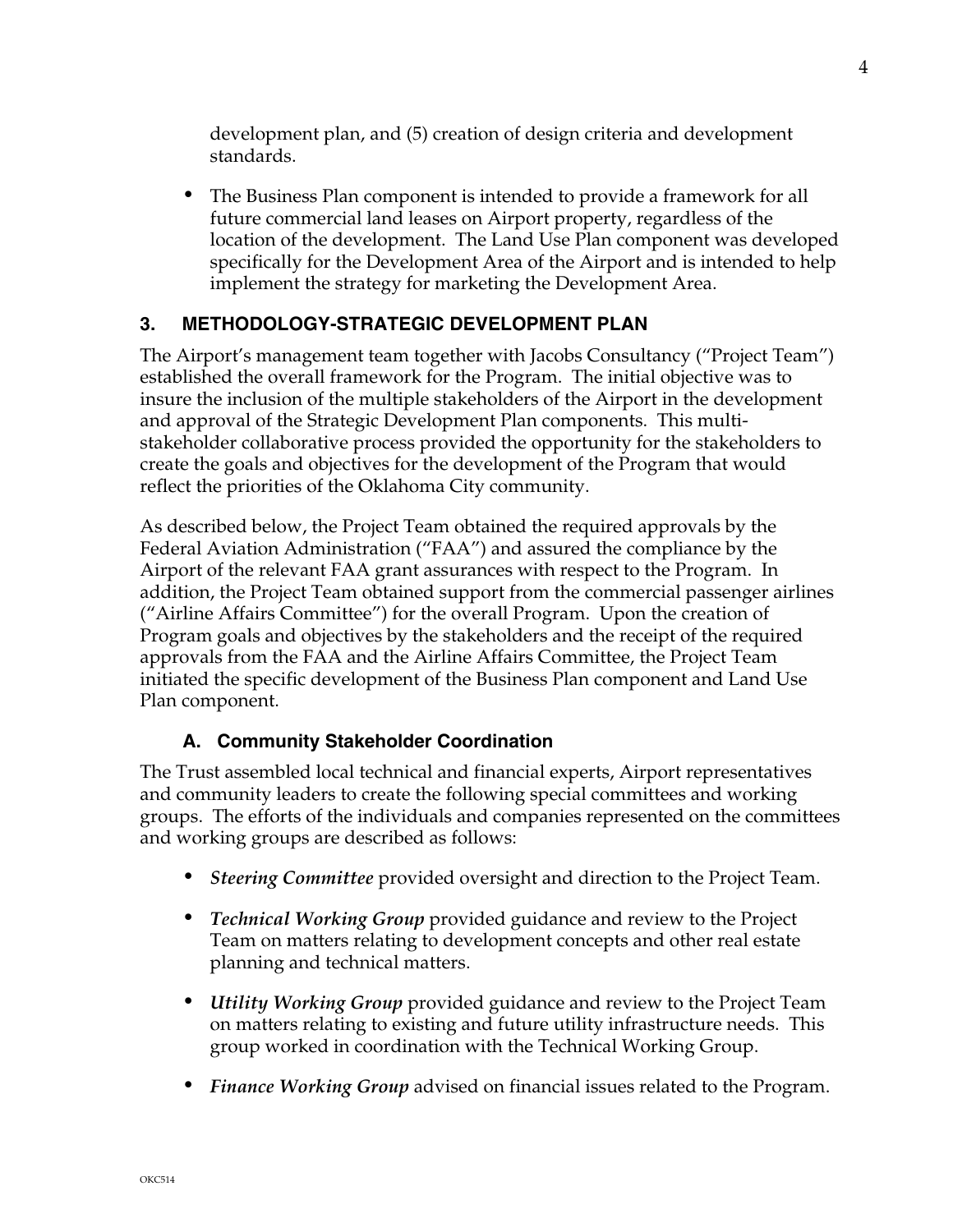development plan, and (5) creation of design criteria and development standards.

- The Business Plan component is intended to provide a framework for all future commercial land leases on Airport property, regardless of the location of the development. The Land Use Plan component was developed specifically for the Development Area of the Airport and is intended to help implement the strategy for marketing the Development Area.

## 3. METHODOLOGY-STRATEGIC DEVELOPMENT PLAN

The Airport's management team together with Jacobs Consultancy ("Project Team") established the overall framework for the Program. The initial objective was to insure the inclusion of the multiple stakeholders of the Airport in the development and approval of the Strategic Development Plan components. This multi-stakeholder collaborative process provided the opportunity for the stakeholders to create the goals and objectives for the development of the Program that would reflect the priorities of the Oklahoma City community.

As described below, the Project Team obtained the required approvals by the Federal Aviation Administration ("FAA") and assured the compliance by the Airport of the relevant FAA grant assurances with respect to the Program. In addition, the Project Team obtained support from the commercial passenger airlines ("Airline Affairs Committee") for the overall Program. Upon the creation of Program goals and objectives by the stakeholders and the receipt of the required approvals from the FAA and the Airline Affairs Committee, the Project Team initiated the specific development of the Business Plan component and Land Use Plan component.

### A. Community Stakeholder Coordination

The Trust assembled local technical and financial experts, Airport representatives and community leaders to create the following special committees and working groups. The efforts of the individuals and companies represented on the committees and working groups are described as follows:

- ***Steering Committee*** provided oversight and direction to the Project Team.
- ***Technical Working Group*** provided guidance and review to the Project Team on matters relating to development concepts and other real estate planning and technical matters.
- ***Utility Working Group*** provided guidance and review to the Project Team on matters relating to existing and future utility infrastructure needs. This group worked in coordination with the Technical Working Group.
- ***Finance Working Group*** advised on financial issues related to the Program.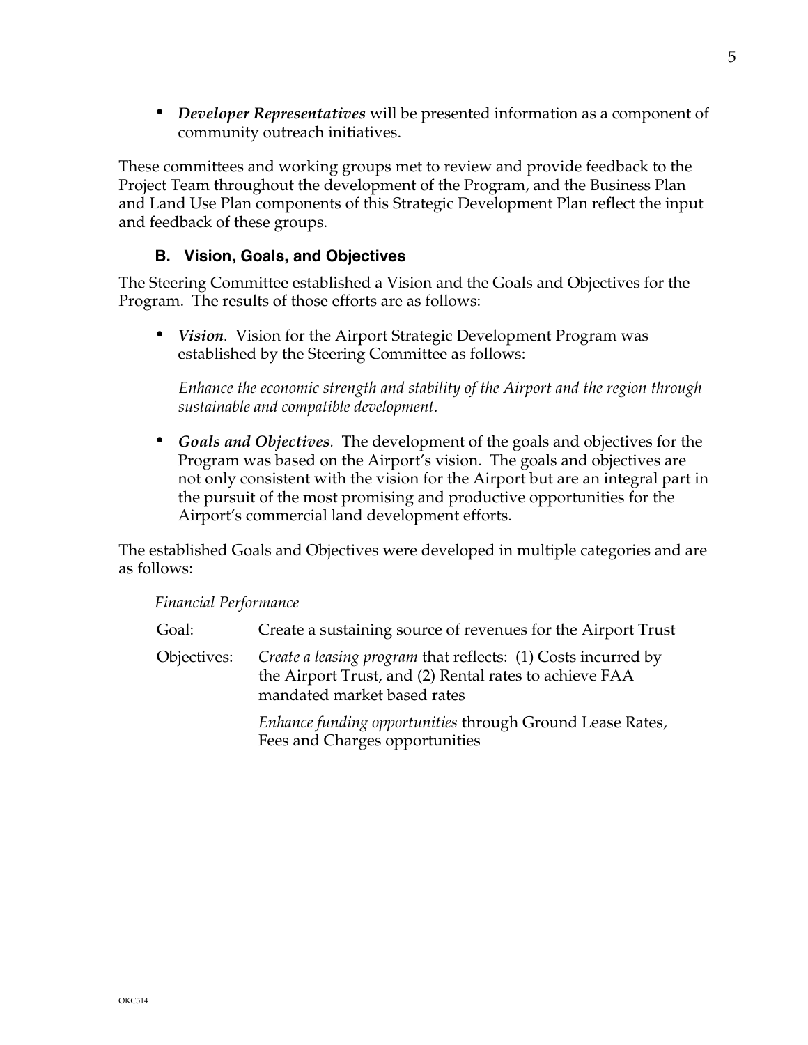- ***Developer Representatives*** will be presented information as a component of community outreach initiatives.

These committees and working groups met to review and provide feedback to the Project Team throughout the development of the Program, and the Business Plan and Land Use Plan components of this Strategic Development Plan reflect the input and feedback of these groups.

### B. Vision, Goals, and Objectives

The Steering Committee established a Vision and the Goals and Objectives for the Program. The results of those efforts are as follows:

- ***Vision****.* Vision for the Airport Strategic Development Program was established by the Steering Committee as follows:

  *Enhance the economic strength and stability of the Airport and the region through sustainable and compatible development.*

- ***Goals and Objectives****.* The development of the goals and objectives for the Program was based on the Airport's vision. The goals and objectives are not only consistent with the vision for the Airport but are an integral part in the pursuit of the most promising and productive opportunities for the Airport's commercial land development efforts.

The established Goals and Objectives were developed in multiple categories and are as follows:

*Financial Performance*

| | |
|---|---|
| Goal: | Create a sustaining source of revenues for the Airport Trust |
| Objectives: | *Create a leasing program* that reflects: (1) Costs incurred by the Airport Trust, and (2) Rental rates to achieve FAA mandated market based rates |
| | *Enhance funding opportunities* through Ground Lease Rates, Fees and Charges opportunities |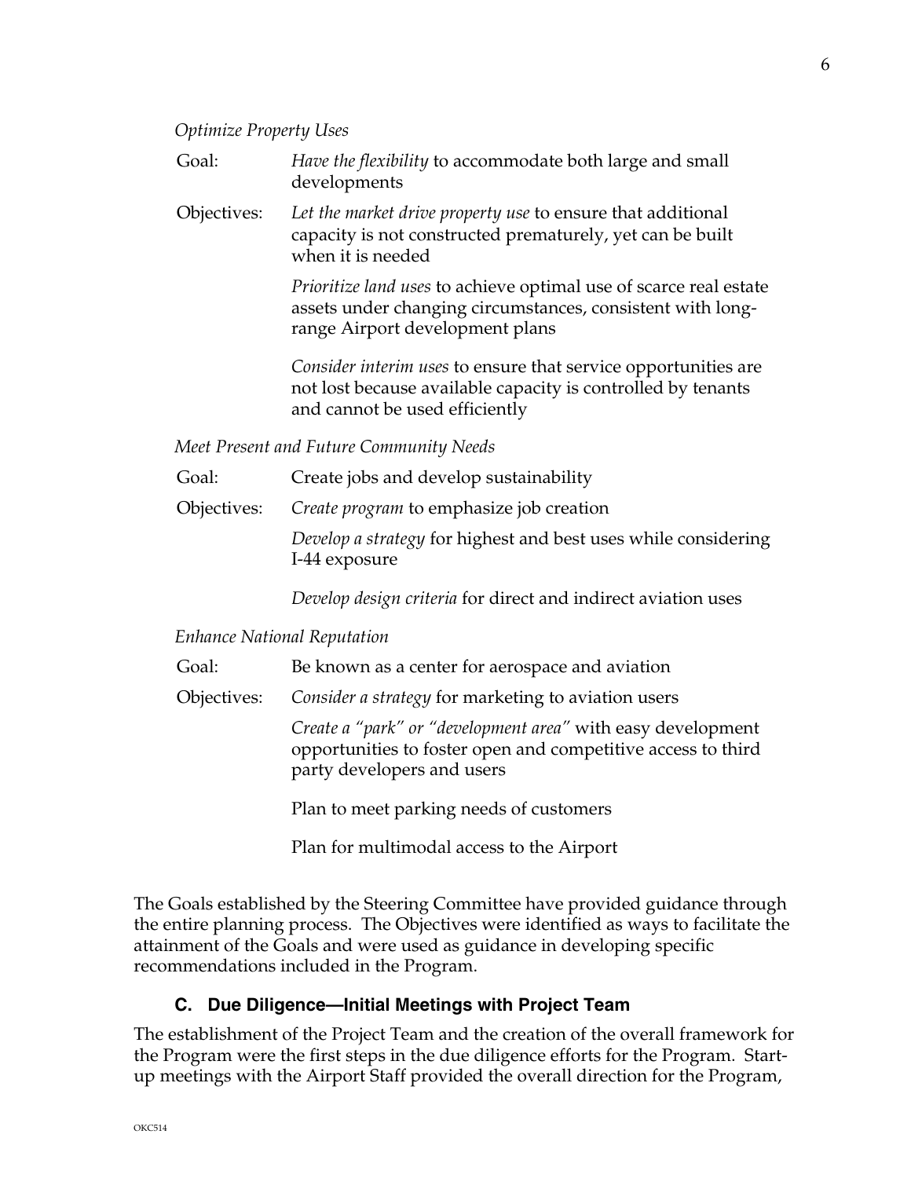*Optimize Property Uses*

Goal: *Have the flexibility* to accommodate both large and small developments

Objectives: *Let the market drive property use* to ensure that additional capacity is not constructed prematurely, yet can be built when it is needed

*Prioritize land uses* to achieve optimal use of scarce real estate assets under changing circumstances, consistent with long-range Airport development plans

*Consider interim uses* to ensure that service opportunities are not lost because available capacity is controlled by tenants and cannot be used efficiently

*Meet Present and Future Community Needs*

Goal: Create jobs and develop sustainability

Objectives: *Create program* to emphasize job creation

*Develop a strategy* for highest and best uses while considering I-44 exposure

*Develop design criteria* for direct and indirect aviation uses

*Enhance National Reputation*

Goal: Be known as a center for aerospace and aviation

Objectives: *Consider a strategy* for marketing to aviation users

*Create a "park" or "development area"* with easy development opportunities to foster open and competitive access to third party developers and users

Plan to meet parking needs of customers

Plan for multimodal access to the Airport

The Goals established by the Steering Committee have provided guidance through the entire planning process. The Objectives were identified as ways to facilitate the attainment of the Goals and were used as guidance in developing specific recommendations included in the Program.

### C. Due Diligence—Initial Meetings with Project Team

The establishment of the Project Team and the creation of the overall framework for the Program were the first steps in the due diligence efforts for the Program. Start-up meetings with the Airport Staff provided the overall direction for the Program,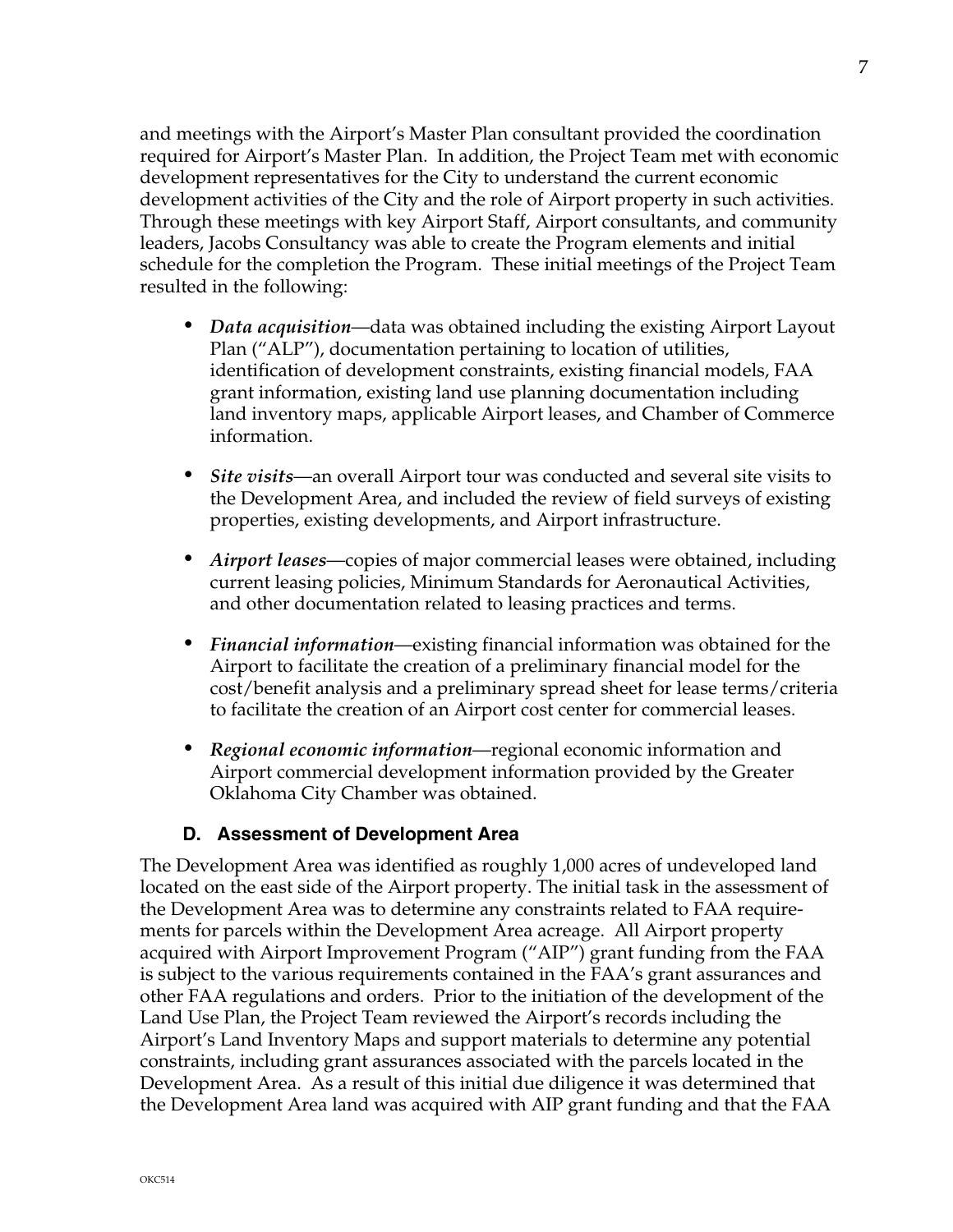and meetings with the Airport's Master Plan consultant provided the coordination required for Airport's Master Plan. In addition, the Project Team met with economic development representatives for the City to understand the current economic development activities of the City and the role of Airport property in such activities. Through these meetings with key Airport Staff, Airport consultants, and community leaders, Jacobs Consultancy was able to create the Program elements and initial schedule for the completion the Program. These initial meetings of the Project Team resulted in the following:

- ***Data acquisition***—data was obtained including the existing Airport Layout Plan ("ALP"), documentation pertaining to location of utilities, identification of development constraints, existing financial models, FAA grant information, existing land use planning documentation including land inventory maps, applicable Airport leases, and Chamber of Commerce information.

- ***Site visits***—an overall Airport tour was conducted and several site visits to the Development Area, and included the review of field surveys of existing properties, existing developments, and Airport infrastructure.

- ***Airport leases***—copies of major commercial leases were obtained, including current leasing policies, Minimum Standards for Aeronautical Activities, and other documentation related to leasing practices and terms.

- ***Financial information***—existing financial information was obtained for the Airport to facilitate the creation of a preliminary financial model for the cost/benefit analysis and a preliminary spread sheet for lease terms/criteria to facilitate the creation of an Airport cost center for commercial leases.

- ***Regional economic information***—regional economic information and Airport commercial development information provided by the Greater Oklahoma City Chamber was obtained.

### D. Assessment of Development Area

The Development Area was identified as roughly 1,000 acres of undeveloped land located on the east side of the Airport property. The initial task in the assessment of the Development Area was to determine any constraints related to FAA requirements for parcels within the Development Area acreage. All Airport property acquired with Airport Improvement Program ("AIP") grant funding from the FAA is subject to the various requirements contained in the FAA's grant assurances and other FAA regulations and orders. Prior to the initiation of the development of the Land Use Plan, the Project Team reviewed the Airport's records including the Airport's Land Inventory Maps and support materials to determine any potential constraints, including grant assurances associated with the parcels located in the Development Area. As a result of this initial due diligence it was determined that the Development Area land was acquired with AIP grant funding and that the FAA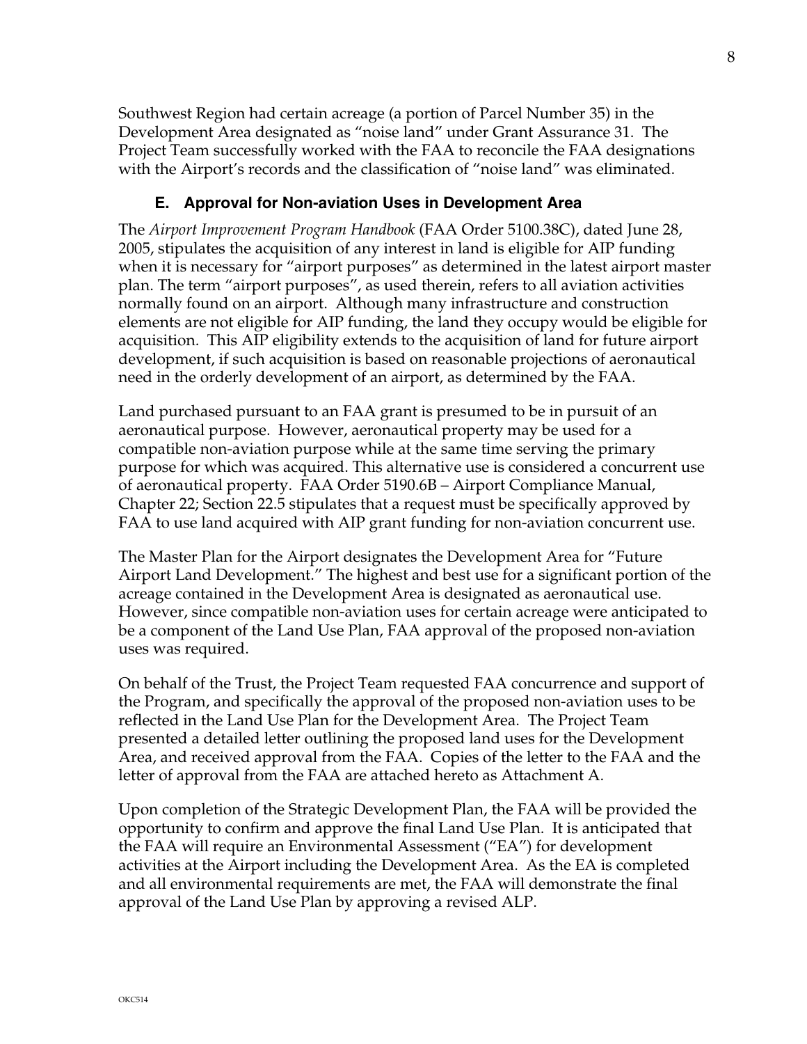Southwest Region had certain acreage (a portion of Parcel Number 35) in the Development Area designated as "noise land" under Grant Assurance 31. The Project Team successfully worked with the FAA to reconcile the FAA designations with the Airport's records and the classification of "noise land" was eliminated.

### E. Approval for Non-aviation Uses in Development Area

The *Airport Improvement Program Handbook* (FAA Order 5100.38C), dated June 28, 2005, stipulates the acquisition of any interest in land is eligible for AIP funding when it is necessary for "airport purposes" as determined in the latest airport master plan. The term "airport purposes", as used therein, refers to all aviation activities normally found on an airport. Although many infrastructure and construction elements are not eligible for AIP funding, the land they occupy would be eligible for acquisition. This AIP eligibility extends to the acquisition of land for future airport development, if such acquisition is based on reasonable projections of aeronautical need in the orderly development of an airport, as determined by the FAA.

Land purchased pursuant to an FAA grant is presumed to be in pursuit of an aeronautical purpose. However, aeronautical property may be used for a compatible non-aviation purpose while at the same time serving the primary purpose for which was acquired. This alternative use is considered a concurrent use of aeronautical property. FAA Order 5190.6B – Airport Compliance Manual, Chapter 22; Section 22.5 stipulates that a request must be specifically approved by FAA to use land acquired with AIP grant funding for non-aviation concurrent use.

The Master Plan for the Airport designates the Development Area for "Future Airport Land Development." The highest and best use for a significant portion of the acreage contained in the Development Area is designated as aeronautical use. However, since compatible non-aviation uses for certain acreage were anticipated to be a component of the Land Use Plan, FAA approval of the proposed non-aviation uses was required.

On behalf of the Trust, the Project Team requested FAA concurrence and support of the Program, and specifically the approval of the proposed non-aviation uses to be reflected in the Land Use Plan for the Development Area. The Project Team presented a detailed letter outlining the proposed land uses for the Development Area, and received approval from the FAA. Copies of the letter to the FAA and the letter of approval from the FAA are attached hereto as Attachment A.

Upon completion of the Strategic Development Plan, the FAA will be provided the opportunity to confirm and approve the final Land Use Plan. It is anticipated that the FAA will require an Environmental Assessment ("EA") for development activities at the Airport including the Development Area. As the EA is completed and all environmental requirements are met, the FAA will demonstrate the final approval of the Land Use Plan by approving a revised ALP.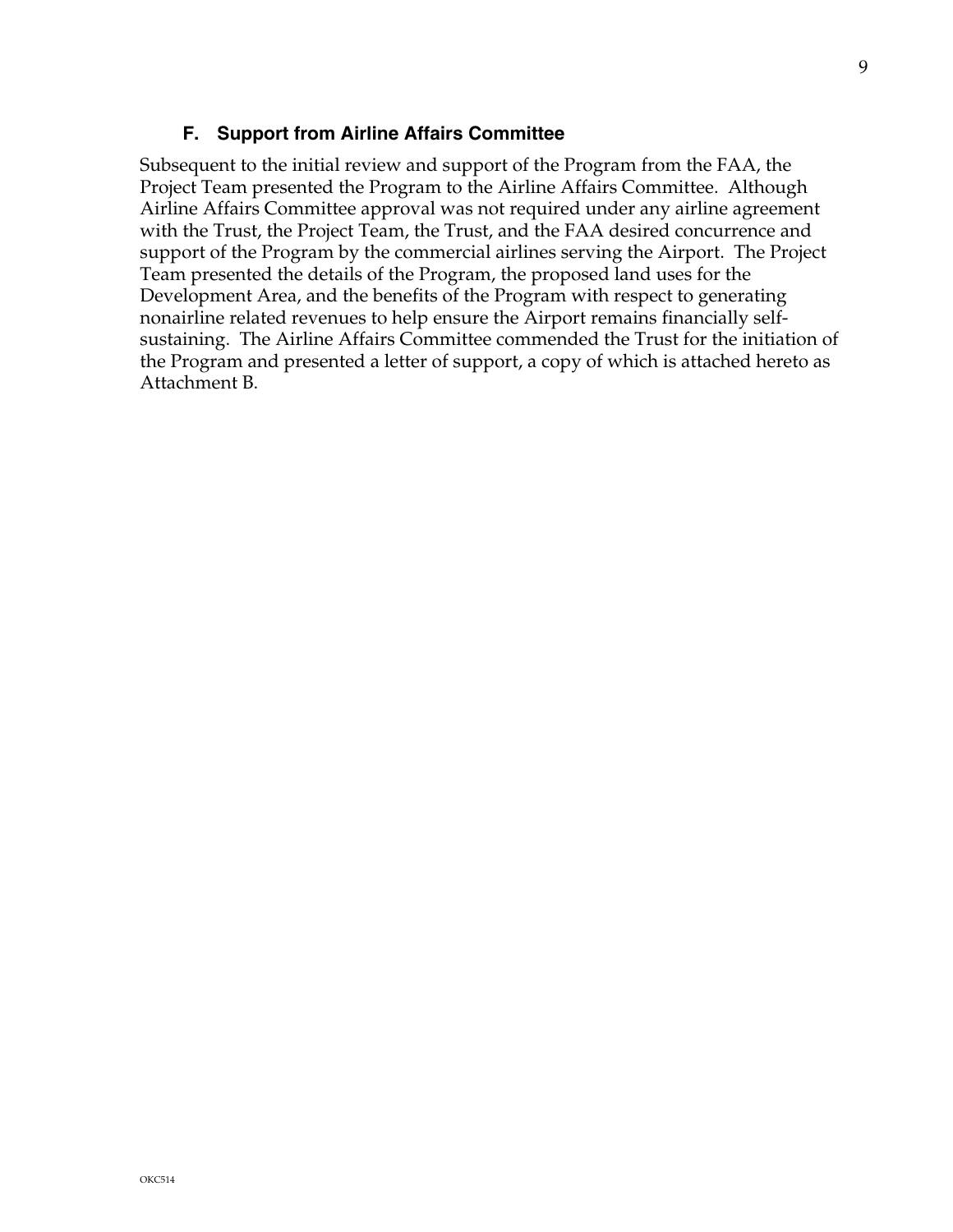### F. Support from Airline Affairs Committee

Subsequent to the initial review and support of the Program from the FAA, the Project Team presented the Program to the Airline Affairs Committee. Although Airline Affairs Committee approval was not required under any airline agreement with the Trust, the Project Team, the Trust, and the FAA desired concurrence and support of the Program by the commercial airlines serving the Airport. The Project Team presented the details of the Program, the proposed land uses for the Development Area, and the benefits of the Program with respect to generating nonairline related revenues to help ensure the Airport remains financially self-sustaining. The Airline Affairs Committee commended the Trust for the initiation of the Program and presented a letter of support, a copy of which is attached hereto as Attachment B.